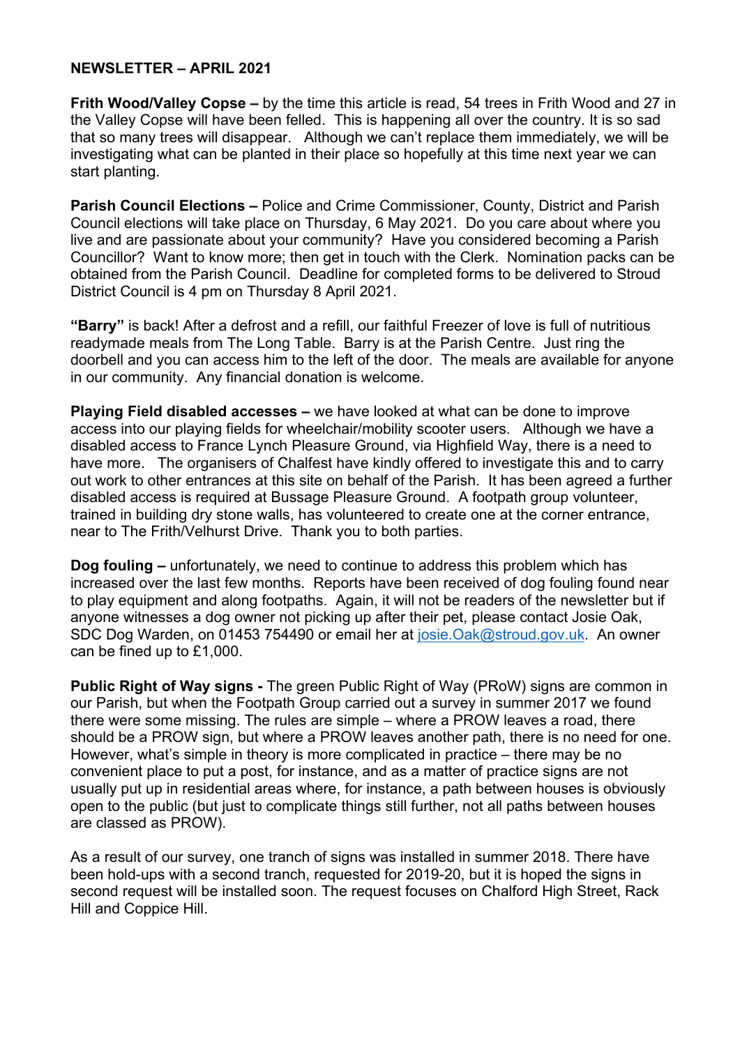**NEWSLETTER – APRIL 2021**

**Frith Wood/Valley Copse –** by the time this article is read, 54 trees in Frith Wood and 27 in the Valley Copse will have been felled. This is happening all over the country. It is so sad that so many trees will disappear. Although we can't replace them immediately, we will be investigating what can be planted in their place so hopefully at this time next year we can start planting.

**Parish Council Elections –** Police and Crime Commissioner, County, District and Parish Council elections will take place on Thursday, 6 May 2021. Do you care about where you live and are passionate about your community? Have you considered becoming a Parish Councillor? Want to know more; then get in touch with the Clerk. Nomination packs can be obtained from the Parish Council. Deadline for completed forms to be delivered to Stroud District Council is 4 pm on Thursday 8 April 2021.

**"Barry"** is back! After a defrost and a refill, our faithful Freezer of love is full of nutritious readymade meals from The Long Table. Barry is at the Parish Centre. Just ring the doorbell and you can access him to the left of the door. The meals are available for anyone in our community. Any financial donation is welcome.

**Playing Field disabled accesses –** we have looked at what can be done to improve access into our playing fields for wheelchair/mobility scooter users. Although we have a disabled access to France Lynch Pleasure Ground, via Highfield Way, there is a need to have more. The organisers of Chalfest have kindly offered to investigate this and to carry out work to other entrances at this site on behalf of the Parish. It has been agreed a further disabled access is required at Bussage Pleasure Ground. A footpath group volunteer, trained in building dry stone walls, has volunteered to create one at the corner entrance, near to The Frith/Velhurst Drive. Thank you to both parties.

**Dog fouling –** unfortunately, we need to continue to address this problem which has increased over the last few months. Reports have been received of dog fouling found near to play equipment and along footpaths. Again, it will not be readers of the newsletter but if anyone witnesses a dog owner not picking up after their pet, please contact Josie Oak, SDC Dog Warden, on 01453 754490 or email her at josie.Oak@stroud.gov.uk. An owner can be fined up to £1,000.

**Public Right of Way signs -** The green Public Right of Way (PRoW) signs are common in our Parish, but when the Footpath Group carried out a survey in summer 2017 we found there were some missing. The rules are simple – where a PROW leaves a road, there should be a PROW sign, but where a PROW leaves another path, there is no need for one. However, what's simple in theory is more complicated in practice – there may be no convenient place to put a post, for instance, and as a matter of practice signs are not usually put up in residential areas where, for instance, a path between houses is obviously open to the public (but just to complicate things still further, not all paths between houses are classed as PROW).

As a result of our survey, one tranch of signs was installed in summer 2018. There have been hold-ups with a second tranch, requested for 2019-20, but it is hoped the signs in second request will be installed soon. The request focuses on Chalford High Street, Rack Hill and Coppice Hill.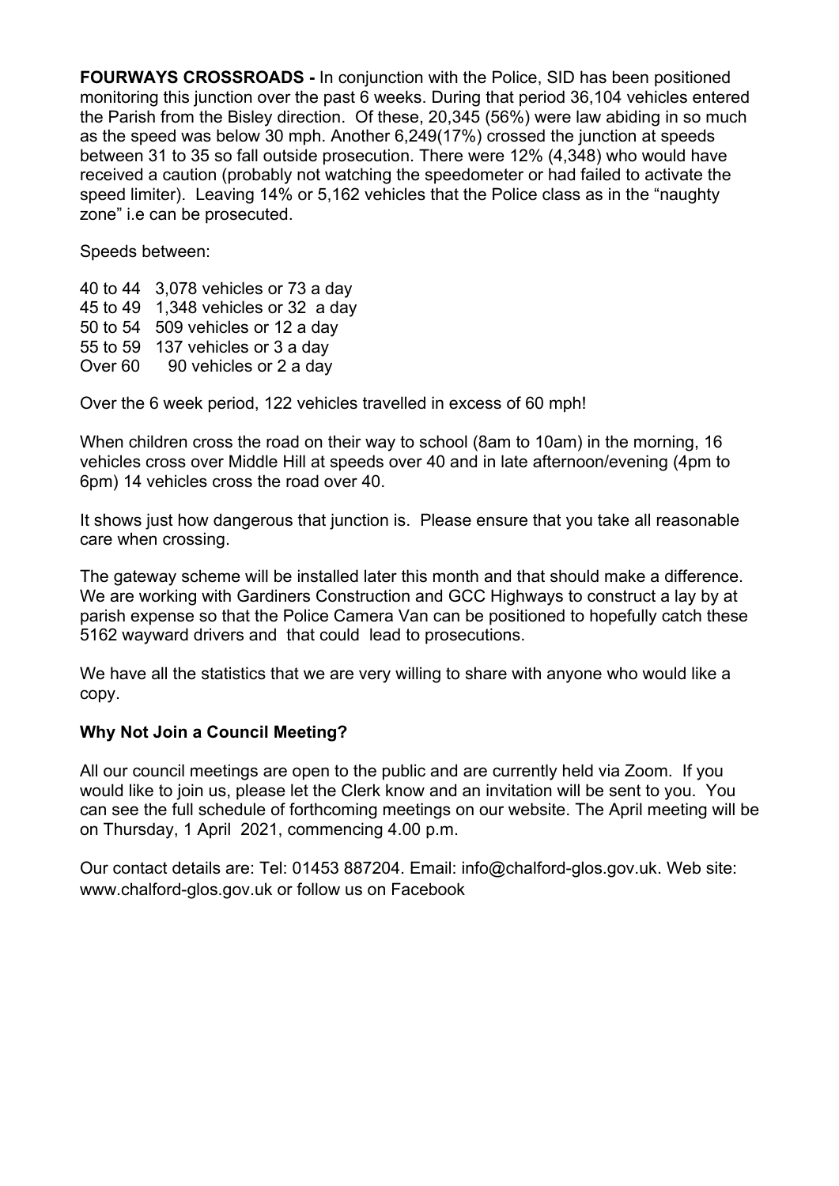**FOURWAYS CROSSROADS -** In conjunction with the Police, SID has been positioned monitoring this junction over the past 6 weeks. During that period 36,104 vehicles entered the Parish from the Bisley direction. Of these, 20,345 (56%) were law abiding in so much as the speed was below 30 mph. Another 6,249(17%) crossed the junction at speeds between 31 to 35 so fall outside prosecution. There were 12% (4,348) who would have received a caution (probably not watching the speedometer or had failed to activate the speed limiter). Leaving 14% or 5,162 vehicles that the Police class as in the "naughty zone" i.e can be prosecuted.

Speeds between:

40 to 44 3,078 vehicles or 73 a day
45 to 49 1,348 vehicles or 32 a day
50 to 54 509 vehicles or 12 a day
55 to 59 137 vehicles or 3 a day
Over 60 90 vehicles or 2 a day

Over the 6 week period, 122 vehicles travelled in excess of 60 mph!

When children cross the road on their way to school (8am to 10am) in the morning, 16 vehicles cross over Middle Hill at speeds over 40 and in late afternoon/evening (4pm to 6pm) 14 vehicles cross the road over 40.

It shows just how dangerous that junction is. Please ensure that you take all reasonable care when crossing.

The gateway scheme will be installed later this month and that should make a difference. We are working with Gardiners Construction and GCC Highways to construct a lay by at parish expense so that the Police Camera Van can be positioned to hopefully catch these 5162 wayward drivers and that could lead to prosecutions.

We have all the statistics that we are very willing to share with anyone who would like a copy.

**Why Not Join a Council Meeting?**

All our council meetings are open to the public and are currently held via Zoom. If you would like to join us, please let the Clerk know and an invitation will be sent to you. You can see the full schedule of forthcoming meetings on our website. The April meeting will be on Thursday, 1 April 2021, commencing 4.00 p.m.

Our contact details are: Tel: 01453 887204. Email: info@chalford-glos.gov.uk. Web site: www.chalford-glos.gov.uk or follow us on Facebook